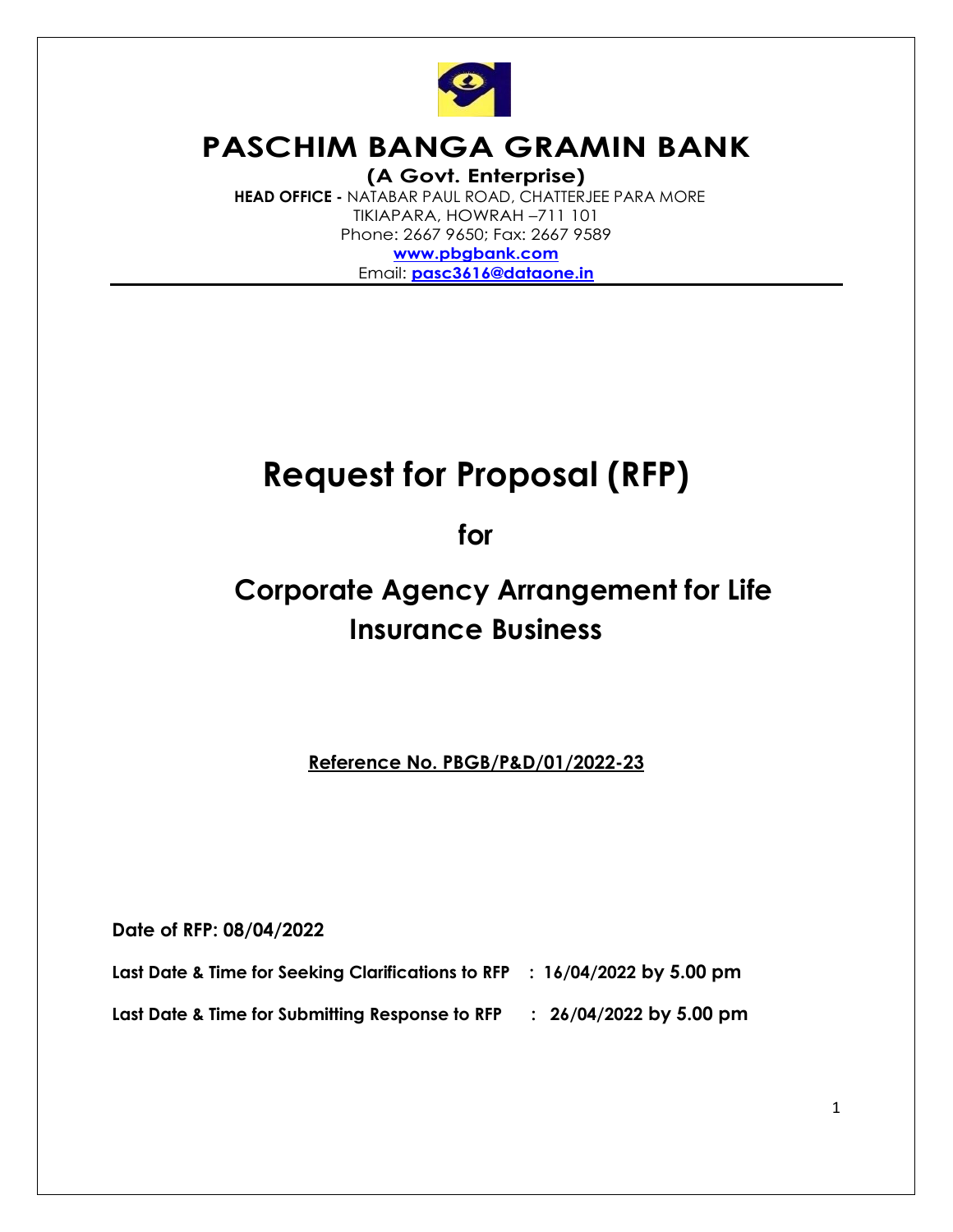# PASCHIM BANGA GRAMIN BANK

**(A Govt. Enterprise)**

**HEAD OFFICE -** NATABAR PAUL ROAD, CHATTERJEE PARA MORE
TIKIAPARA, HOWRAH –711 101
Phone: 2667 9650; Fax: 2667 9589
**www.pbgbank.com**
Email: **pasc3616@dataone.in**

---

# Request for Proposal (RFP)

## for

# Corporate Agency Arrangement for Life Insurance Business

**Reference No. PBGB/P&D/01/2022-23**

**Date of RFP: 08/04/2022**

**Last Date & Time for Seeking Clarifications to RFP : 16/04/2022 by 5.00 pm**

**Last Date & Time for Submitting Response to RFP : 26/04/2022 by 5.00 pm**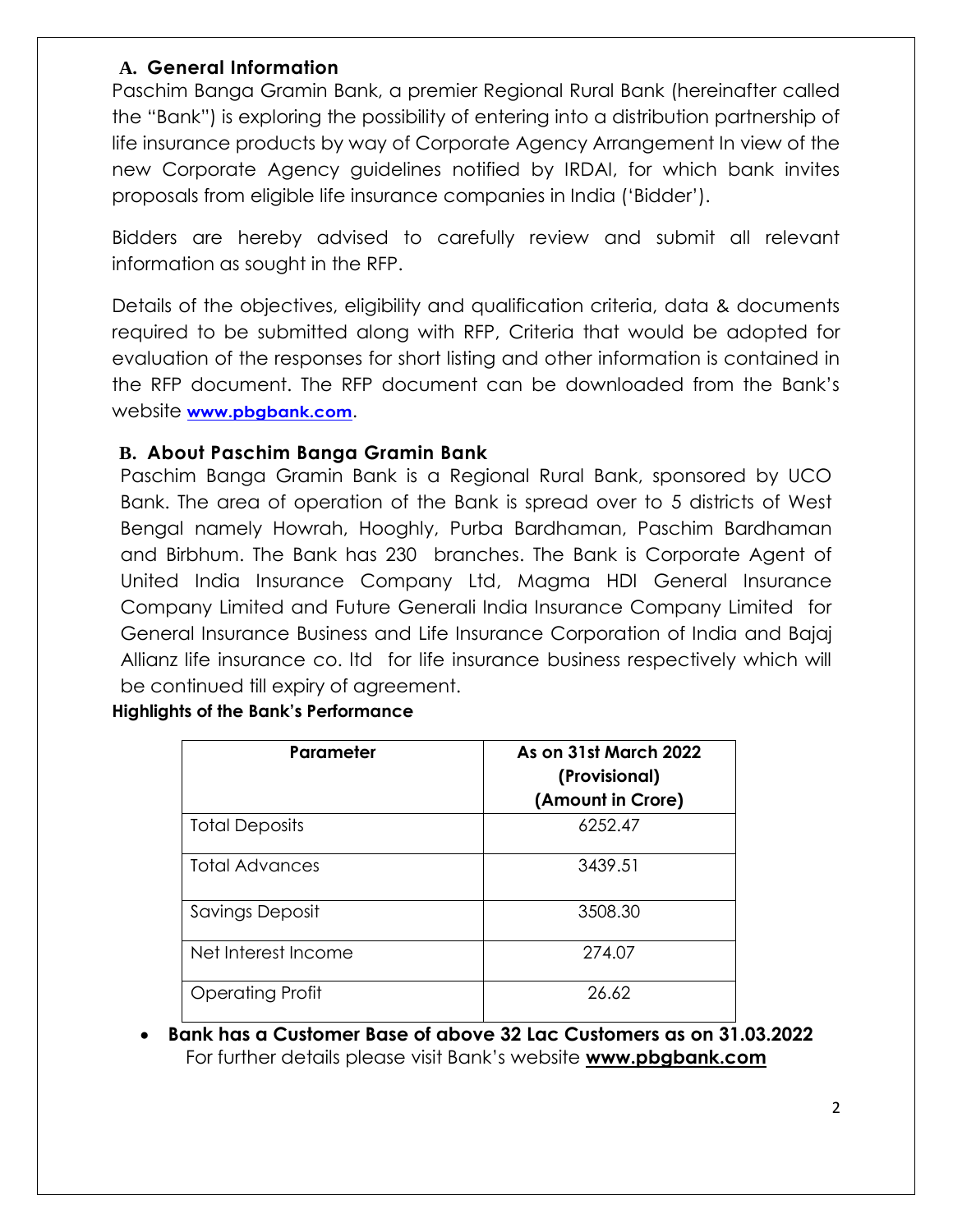## A. General Information

Paschim Banga Gramin Bank, a premier Regional Rural Bank (hereinafter called the "Bank") is exploring the possibility of entering into a distribution partnership of life insurance products by way of Corporate Agency Arrangement In view of the new Corporate Agency guidelines notified by IRDAI, for which bank invites proposals from eligible life insurance companies in India ('Bidder').

Bidders are hereby advised to carefully review and submit all relevant information as sought in the RFP.

Details of the objectives, eligibility and qualification criteria, data & documents required to be submitted along with RFP, Criteria that would be adopted for evaluation of the responses for short listing and other information is contained in the RFP document. The RFP document can be downloaded from the Bank's website **www.pbgbank.com**.

## B. About Paschim Banga Gramin Bank

Paschim Banga Gramin Bank is a Regional Rural Bank, sponsored by UCO Bank. The area of operation of the Bank is spread over to 5 districts of West Bengal namely Howrah, Hooghly, Purba Bardhaman, Paschim Bardhaman and Birbhum. The Bank has 230 branches. The Bank is Corporate Agent of United India Insurance Company Ltd, Magma HDI General Insurance Company Limited and Future Generali India Insurance Company Limited for General Insurance Business and Life Insurance Corporation of India and Bajaj Allianz life insurance co. ltd for life insurance business respectively which will be continued till expiry of agreement.

**Highlights of the Bank's Performance**

| Parameter | As on 31st March 2022 (Provisional) (Amount in Crore) |
|---|---|
| Total Deposits | 6252.47 |
| Total Advances | 3439.51 |
| Savings Deposit | 3508.30 |
| Net Interest Income | 274.07 |
| Operating Profit | 26.62 |

- **Bank has a Customer Base of above 32 Lac Customers as on 31.03.2022**
  For further details please visit Bank's website **www.pbgbank.com**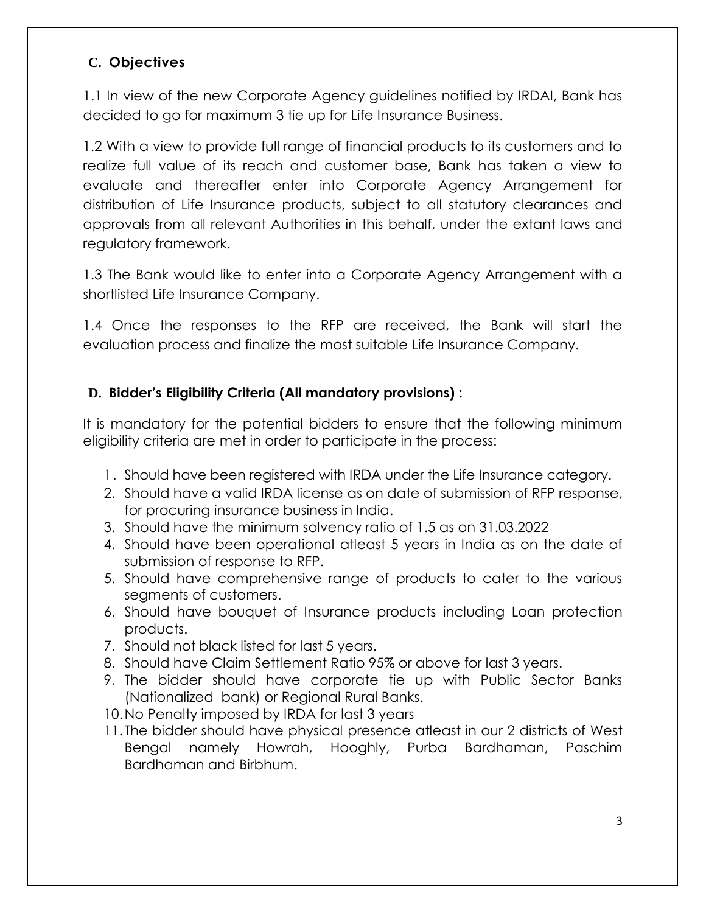## C. Objectives

1.1 In view of the new Corporate Agency guidelines notified by IRDAI, Bank has decided to go for maximum 3 tie up for Life Insurance Business.

1.2 With a view to provide full range of financial products to its customers and to realize full value of its reach and customer base, Bank has taken a view to evaluate and thereafter enter into Corporate Agency Arrangement for distribution of Life Insurance products, subject to all statutory clearances and approvals from all relevant Authorities in this behalf, under the extant laws and regulatory framework.

1.3 The Bank would like to enter into a Corporate Agency Arrangement with a shortlisted Life Insurance Company.

1.4 Once the responses to the RFP are received, the Bank will start the evaluation process and finalize the most suitable Life Insurance Company.

## D. Bidder's Eligibility Criteria (All mandatory provisions) :

It is mandatory for the potential bidders to ensure that the following minimum eligibility criteria are met in order to participate in the process:

1. Should have been registered with IRDA under the Life Insurance category.
2. Should have a valid IRDA license as on date of submission of RFP response, for procuring insurance business in India.
3. Should have the minimum solvency ratio of 1.5 as on 31.03.2022
4. Should have been operational atleast 5 years in India as on the date of submission of response to RFP.
5. Should have comprehensive range of products to cater to the various segments of customers.
6. Should have bouquet of Insurance products including Loan protection products.
7. Should not black listed for last 5 years.
8. Should have Claim Settlement Ratio 95% or above for last 3 years.
9. The bidder should have corporate tie up with Public Sector Banks (Nationalized bank) or Regional Rural Banks.
10. No Penalty imposed by IRDA for last 3 years
11. The bidder should have physical presence atleast in our 2 districts of West Bengal namely Howrah, Hooghly, Purba Bardhaman, Paschim Bardhaman and Birbhum.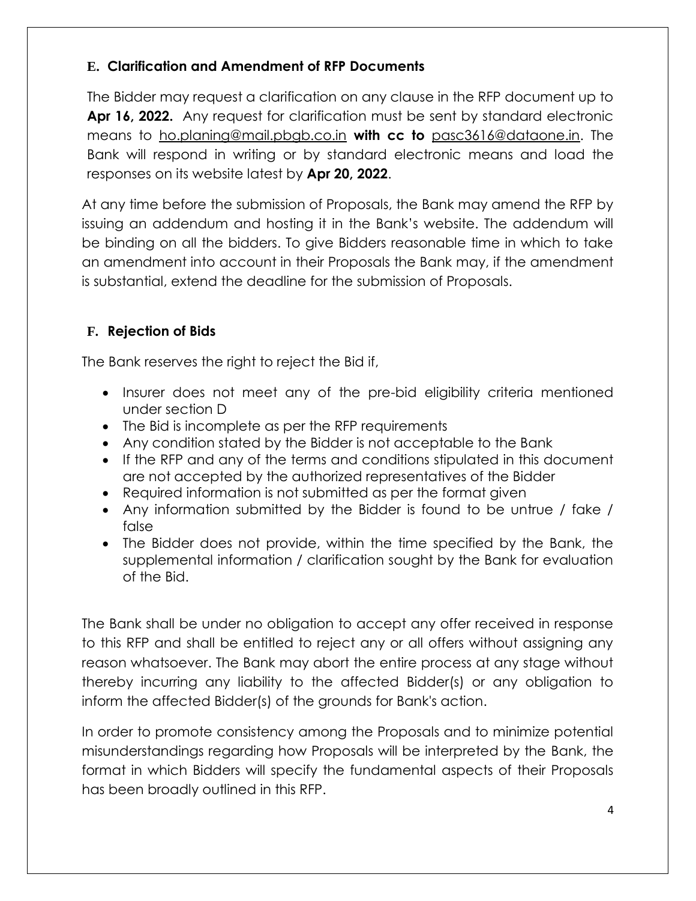### E. Clarification and Amendment of RFP Documents

The Bidder may request a clarification on any clause in the RFP document up to **Apr 16, 2022.** Any request for clarification must be sent by standard electronic means to ho.planing@mail.pbgb.co.in **with cc to** pasc3616@dataone.in. The Bank will respond in writing or by standard electronic means and load the responses on its website latest by **Apr 20, 2022**.

At any time before the submission of Proposals, the Bank may amend the RFP by issuing an addendum and hosting it in the Bank's website. The addendum will be binding on all the bidders. To give Bidders reasonable time in which to take an amendment into account in their Proposals the Bank may, if the amendment is substantial, extend the deadline for the submission of Proposals.

### F. Rejection of Bids

The Bank reserves the right to reject the Bid if,

- Insurer does not meet any of the pre-bid eligibility criteria mentioned under section D
- The Bid is incomplete as per the RFP requirements
- Any condition stated by the Bidder is not acceptable to the Bank
- If the RFP and any of the terms and conditions stipulated in this document are not accepted by the authorized representatives of the Bidder
- Required information is not submitted as per the format given
- Any information submitted by the Bidder is found to be untrue / fake / false
- The Bidder does not provide, within the time specified by the Bank, the supplemental information / clarification sought by the Bank for evaluation of the Bid.

The Bank shall be under no obligation to accept any offer received in response to this RFP and shall be entitled to reject any or all offers without assigning any reason whatsoever. The Bank may abort the entire process at any stage without thereby incurring any liability to the affected Bidder(s) or any obligation to inform the affected Bidder(s) of the grounds for Bank's action.

In order to promote consistency among the Proposals and to minimize potential misunderstandings regarding how Proposals will be interpreted by the Bank, the format in which Bidders will specify the fundamental aspects of their Proposals has been broadly outlined in this RFP.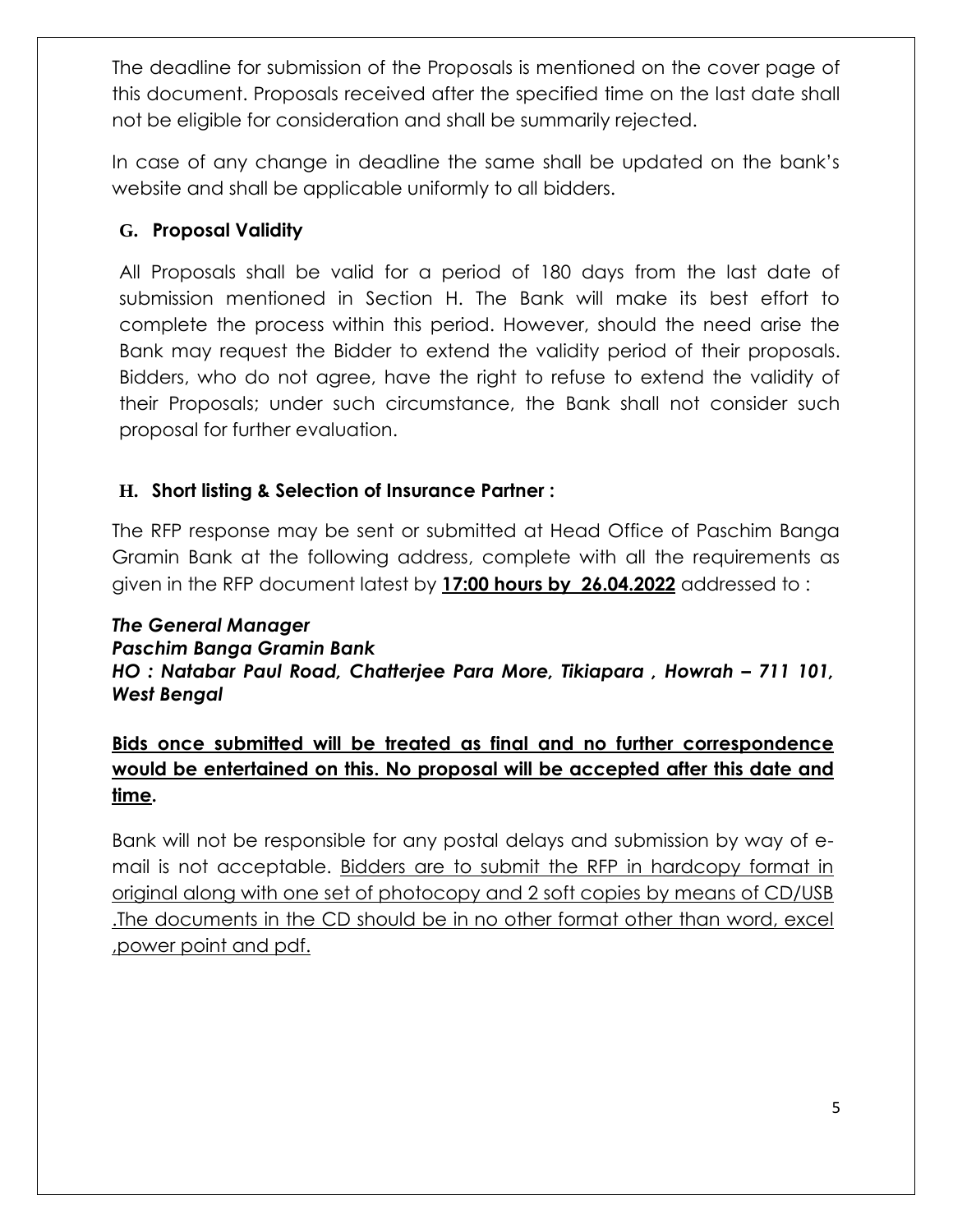The deadline for submission of the Proposals is mentioned on the cover page of this document. Proposals received after the specified time on the last date shall not be eligible for consideration and shall be summarily rejected.

In case of any change in deadline the same shall be updated on the bank's website and shall be applicable uniformly to all bidders.

### G. Proposal Validity

All Proposals shall be valid for a period of 180 days from the last date of submission mentioned in Section H. The Bank will make its best effort to complete the process within this period. However, should the need arise the Bank may request the Bidder to extend the validity period of their proposals. Bidders, who do not agree, have the right to refuse to extend the validity of their Proposals; under such circumstance, the Bank shall not consider such proposal for further evaluation.

### H. Short listing & Selection of Insurance Partner :

The RFP response may be sent or submitted at Head Office of Paschim Banga Gramin Bank at the following address, complete with all the requirements as given in the RFP document latest by **17:00 hours by 26.04.2022** addressed to :

***The General Manager***
***Paschim Banga Gramin Bank***
***HO : Natabar Paul Road, Chatterjee Para More, Tikiapara , Howrah – 711 101, West Bengal***

**Bids once submitted will be treated as final and no further correspondence would be entertained on this. No proposal will be accepted after this date and time.**

Bank will not be responsible for any postal delays and submission by way of e-mail is not acceptable. Bidders are to submit the RFP in hardcopy format in original along with one set of photocopy and 2 soft copies by means of CD/USB .The documents in the CD should be in no other format other than word, excel ,power point and pdf.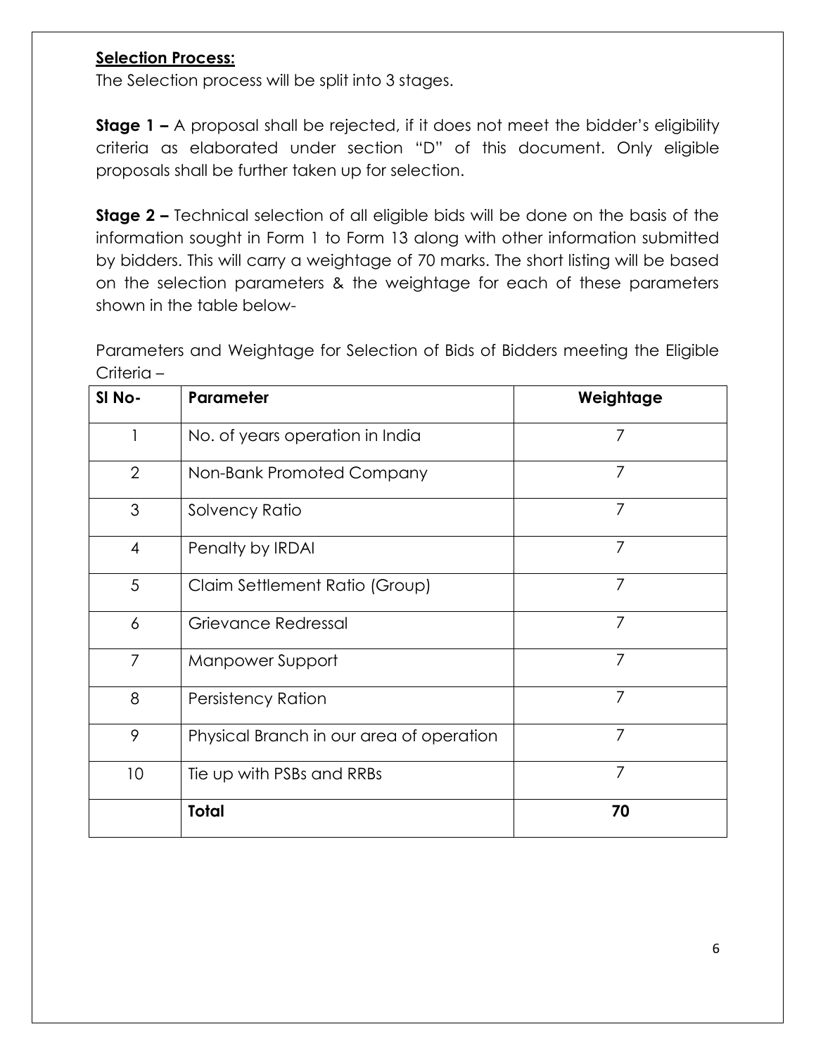**Selection Process:**

The Selection process will be split into 3 stages.

**Stage 1 –** A proposal shall be rejected, if it does not meet the bidder's eligibility criteria as elaborated under section "D" of this document. Only eligible proposals shall be further taken up for selection.

**Stage 2 –** Technical selection of all eligible bids will be done on the basis of the information sought in Form 1 to Form 13 along with other information submitted by bidders. This will carry a weightage of 70 marks. The short listing will be based on the selection parameters & the weightage for each of these parameters shown in the table below-

Parameters and Weightage for Selection of Bids of Bidders meeting the Eligible Criteria –

| Sl No- | Parameter | Weightage |
|---|---|---|
| 1 | No. of years operation in India | 7 |
| 2 | Non-Bank Promoted Company | 7 |
| 3 | Solvency Ratio | 7 |
| 4 | Penalty by IRDAI | 7 |
| 5 | Claim Settlement Ratio (Group) | 7 |
| 6 | Grievance Redressal | 7 |
| 7 | Manpower Support | 7 |
| 8 | Persistency Ration | 7 |
| 9 | Physical Branch in our area of operation | 7 |
| 10 | Tie up with PSBs and RRBs | 7 |
| | **Total** | **70** |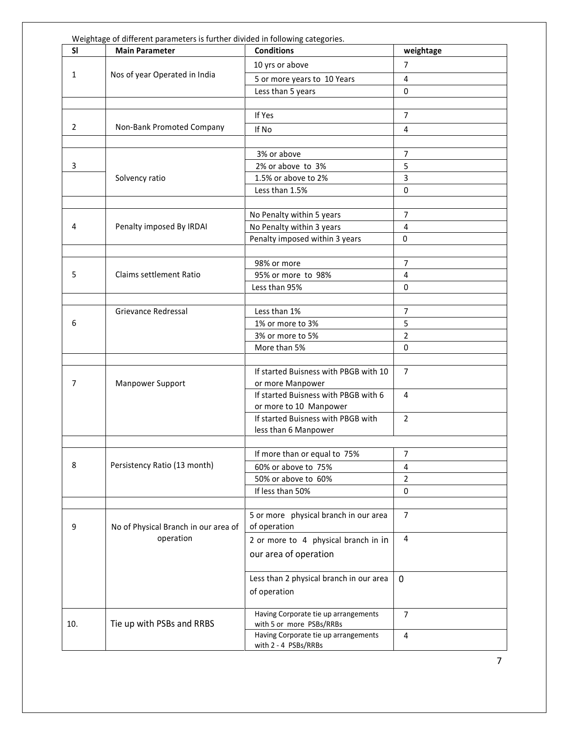Weightage of different parameters is further divided in following categories.

| Sl | Main Parameter | Conditions | weightage |
|---|---|---|---|
| 1 | Nos of year Operated in India | 10 yrs or above | 7 |
| | | 5 or more years to 10 Years | 4 |
| | | Less than 5 years | 0 |
| | | | |
| 2 | Non-Bank Promoted Company | If Yes | 7 |
| | | If No | 4 |
| | | | |
| 3 | Solvency ratio | 3% or above | 7 |
| | | 2% or above to 3% | 5 |
| | | 1.5% or above to 2% | 3 |
| | | Less than 1.5% | 0 |
| | | | |
| 4 | Penalty imposed By IRDAI | No Penalty within 5 years | 7 |
| | | No Penalty within 3 years | 4 |
| | | Penalty imposed within 3 years | 0 |
| | | | |
| 5 | Claims settlement Ratio | 98% or more | 7 |
| | | 95% or more to 98% | 4 |
| | | Less than 95% | 0 |
| | | | |
| 6 | Grievance Redressal | Less than 1% | 7 |
| | | 1% or more to 3% | 5 |
| | | 3% or more to 5% | 2 |
| | | More than 5% | 0 |
| | | | |
| 7 | Manpower Support | If started Buisness with PBGB with 10 or more Manpower | 7 |
| | | If started Buisness with PBGB with 6 or more to 10 Manpower | 4 |
| | | If started Buisness with PBGB with less than 6 Manpower | 2 |
| | | | |
| 8 | Persistency Ratio (13 month) | If more than or equal to 75% | 7 |
| | | 60% or above to 75% | 4 |
| | | 50% or above to 60% | 2 |
| | | If less than 50% | 0 |
| | | | |
| 9 | No of Physical Branch in our area of operation | 5 or more physical branch in our area of operation | 7 |
| | | 2 or more to 4 physical branch in in our area of operation | 4 |
| | | Less than 2 physical branch in our area of operation | 0 |
| 10. | Tie up with PSBs and RRBS | Having Corporate tie up arrangements with 5 or more PSBs/RRBs | 7 |
| | | Having Corporate tie up arrangements with 2 - 4 PSBs/RRBs | 4 |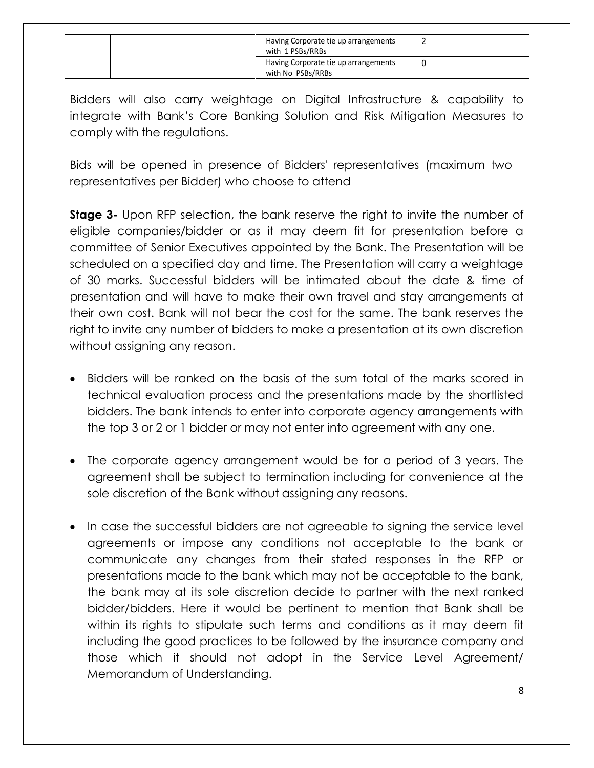|  |  | Having Corporate tie up arrangements with 1 PSBs/RRBs | 2 |
|---|---|---|---|
|  |  | Having Corporate tie up arrangements with No PSBs/RRBs | 0 |

Bidders will also carry weightage on Digital Infrastructure & capability to integrate with Bank's Core Banking Solution and Risk Mitigation Measures to comply with the regulations.

Bids will be opened in presence of Bidders' representatives (maximum two representatives per Bidder) who choose to attend

**Stage 3-** Upon RFP selection, the bank reserve the right to invite the number of eligible companies/bidder or as it may deem fit for presentation before a committee of Senior Executives appointed by the Bank. The Presentation will be scheduled on a specified day and time. The Presentation will carry a weightage of 30 marks. Successful bidders will be intimated about the date & time of presentation and will have to make their own travel and stay arrangements at their own cost. Bank will not bear the cost for the same. The bank reserves the right to invite any number of bidders to make a presentation at its own discretion without assigning any reason.

- Bidders will be ranked on the basis of the sum total of the marks scored in technical evaluation process and the presentations made by the shortlisted bidders. The bank intends to enter into corporate agency arrangements with the top 3 or 2 or 1 bidder or may not enter into agreement with any one.
- The corporate agency arrangement would be for a period of 3 years. The agreement shall be subject to termination including for convenience at the sole discretion of the Bank without assigning any reasons.
- In case the successful bidders are not agreeable to signing the service level agreements or impose any conditions not acceptable to the bank or communicate any changes from their stated responses in the RFP or presentations made to the bank which may not be acceptable to the bank, the bank may at its sole discretion decide to partner with the next ranked bidder/bidders. Here it would be pertinent to mention that Bank shall be within its rights to stipulate such terms and conditions as it may deem fit including the good practices to be followed by the insurance company and those which it should not adopt in the Service Level Agreement/ Memorandum of Understanding.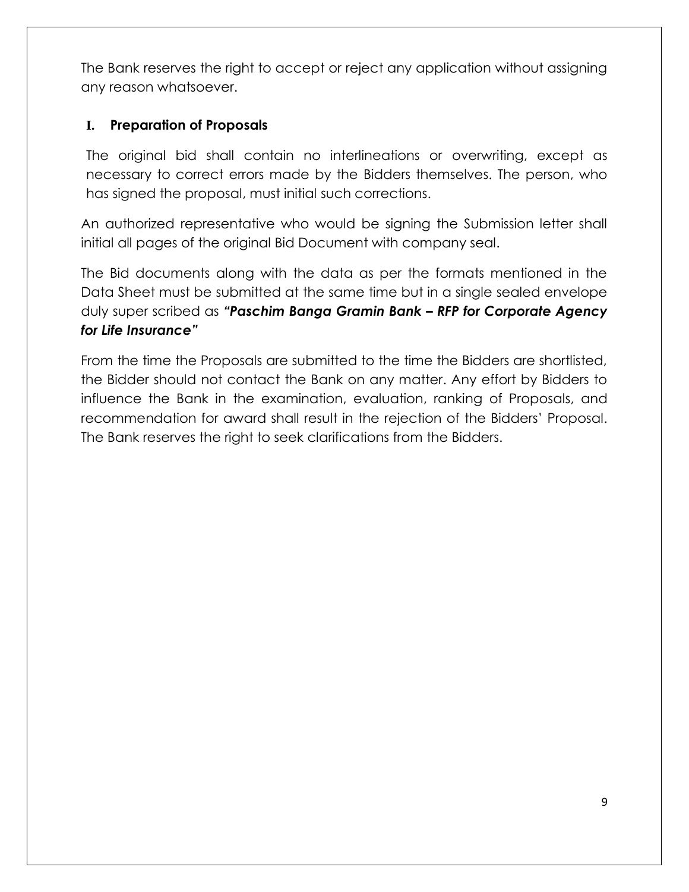The Bank reserves the right to accept or reject any application without assigning any reason whatsoever.

### I. Preparation of Proposals

The original bid shall contain no interlineations or overwriting, except as necessary to correct errors made by the Bidders themselves. The person, who has signed the proposal, must initial such corrections.

An authorized representative who would be signing the Submission letter shall initial all pages of the original Bid Document with company seal.

The Bid documents along with the data as per the formats mentioned in the Data Sheet must be submitted at the same time but in a single sealed envelope duly super scribed as ***"Paschim Banga Gramin Bank – RFP for Corporate Agency for Life Insurance"***

From the time the Proposals are submitted to the time the Bidders are shortlisted, the Bidder should not contact the Bank on any matter. Any effort by Bidders to influence the Bank in the examination, evaluation, ranking of Proposals, and recommendation for award shall result in the rejection of the Bidders' Proposal. The Bank reserves the right to seek clarifications from the Bidders.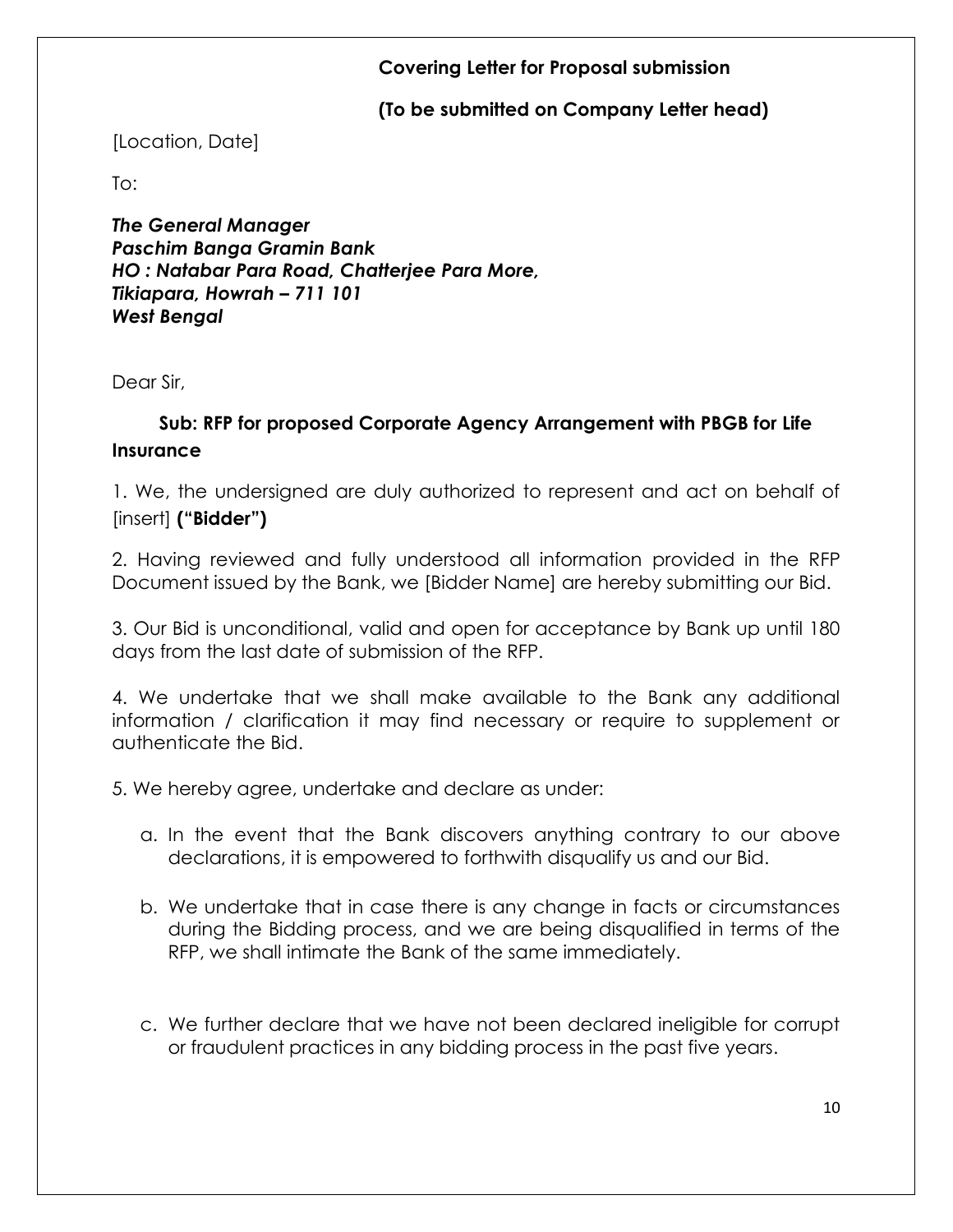**Covering Letter for Proposal submission**

**(To be submitted on Company Letter head)**

[Location, Date]

To:

***The General Manager***
***Paschim Banga Gramin Bank***
***HO : Natabar Para Road, Chatterjee Para More,***
***Tikiapara, Howrah – 711 101***
***West Bengal***

Dear Sir,

**Sub: RFP for proposed Corporate Agency Arrangement with PBGB for Life Insurance**

1. We, the undersigned are duly authorized to represent and act on behalf of [insert] **("Bidder")**

2. Having reviewed and fully understood all information provided in the RFP Document issued by the Bank, we [Bidder Name] are hereby submitting our Bid.

3. Our Bid is unconditional, valid and open for acceptance by Bank up until 180 days from the last date of submission of the RFP.

4. We undertake that we shall make available to the Bank any additional information / clarification it may find necessary or require to supplement or authenticate the Bid.

5. We hereby agree, undertake and declare as under:

   a. In the event that the Bank discovers anything contrary to our above declarations, it is empowered to forthwith disqualify us and our Bid.

   b. We undertake that in case there is any change in facts or circumstances during the Bidding process, and we are being disqualified in terms of the RFP, we shall intimate the Bank of the same immediately.

   c. We further declare that we have not been declared ineligible for corrupt or fraudulent practices in any bidding process in the past five years.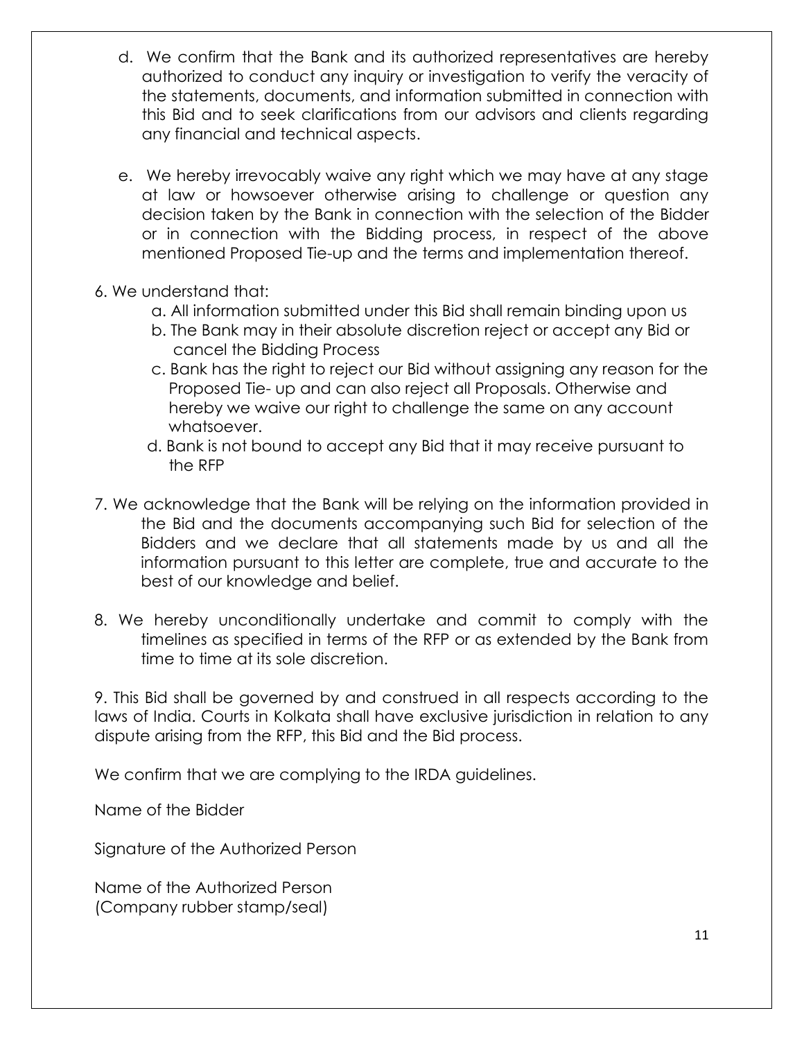d. We confirm that the Bank and its authorized representatives are hereby authorized to conduct any inquiry or investigation to verify the veracity of the statements, documents, and information submitted in connection with this Bid and to seek clarifications from our advisors and clients regarding any financial and technical aspects.

e. We hereby irrevocably waive any right which we may have at any stage at law or howsoever otherwise arising to challenge or question any decision taken by the Bank in connection with the selection of the Bidder or in connection with the Bidding process, in respect of the above mentioned Proposed Tie-up and the terms and implementation thereof.

6. We understand that:

   a. All information submitted under this Bid shall remain binding upon us

   b. The Bank may in their absolute discretion reject or accept any Bid or cancel the Bidding Process

   c. Bank has the right to reject our Bid without assigning any reason for the Proposed Tie- up and can also reject all Proposals. Otherwise and hereby we waive our right to challenge the same on any account whatsoever.

   d. Bank is not bound to accept any Bid that it may receive pursuant to the RFP

7. We acknowledge that the Bank will be relying on the information provided in the Bid and the documents accompanying such Bid for selection of the Bidders and we declare that all statements made by us and all the information pursuant to this letter are complete, true and accurate to the best of our knowledge and belief.

8. We hereby unconditionally undertake and commit to comply with the timelines as specified in terms of the RFP or as extended by the Bank from time to time at its sole discretion.

9. This Bid shall be governed by and construed in all respects according to the laws of India. Courts in Kolkata shall have exclusive jurisdiction in relation to any dispute arising from the RFP, this Bid and the Bid process.

We confirm that we are complying to the IRDA guidelines.

Name of the Bidder

Signature of the Authorized Person

Name of the Authorized Person
(Company rubber stamp/seal)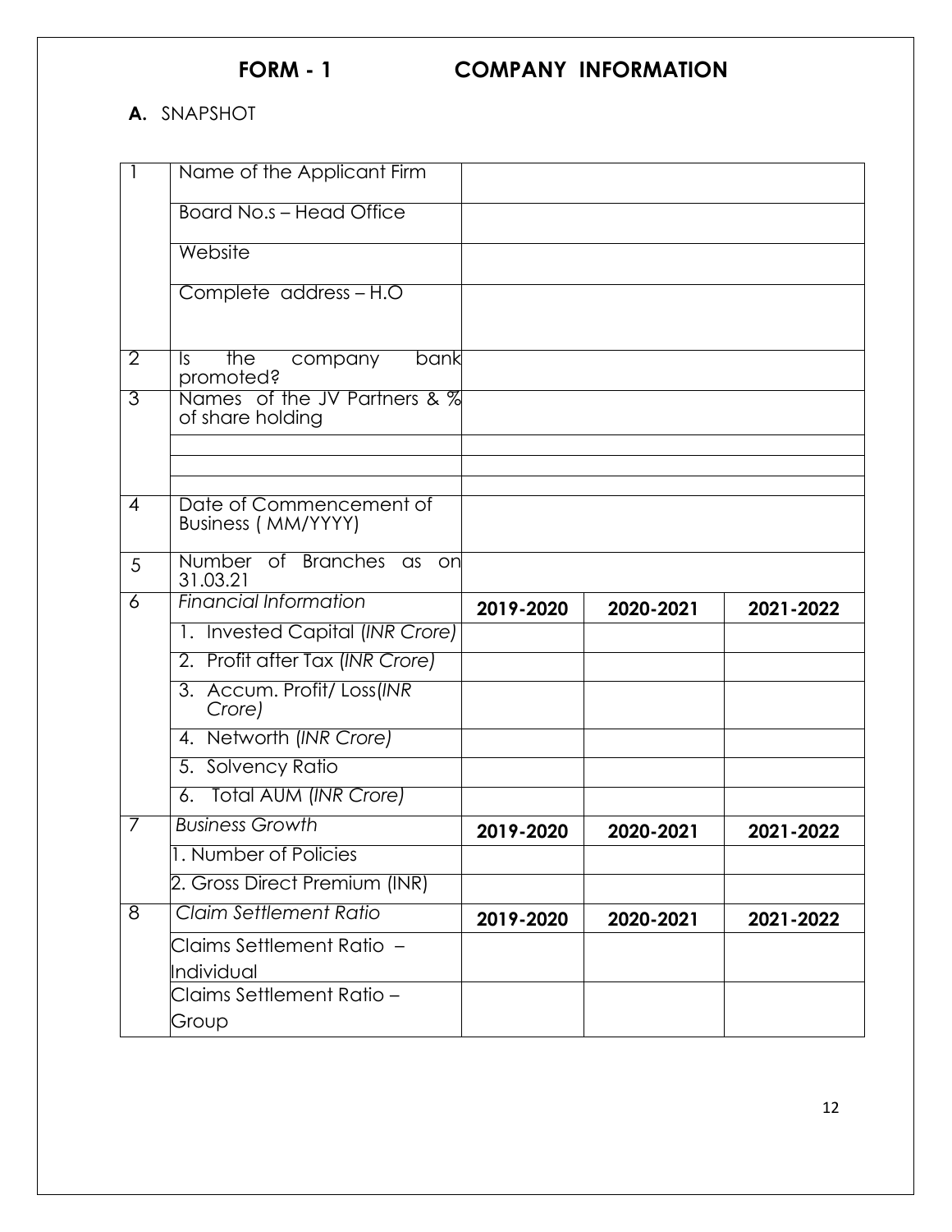# FORM - 1 COMPANY INFORMATION

**A.** SNAPSHOT

| | | | | |
|---|---|---|---|---|
| 1 | Name of the Applicant Firm | | | |
| | Board No.s – Head Office | | | |
| | Website | | | |
| | Complete address – H.O | | | |
| 2 | Is the company bank promoted? | | | |
| 3 | Names of the JV Partners & % of share holding | | | |
| | | | | |
| | | | | |
| | | | | |
| 4 | Date of Commencement of Business ( MM/YYYY) | | | |
| 5 | Number of Branches as on 31.03.21 | | | |
| 6 | *Financial Information* | **2019-2020** | **2020-2021** | **2021-2022** |
| | 1. Invested Capital (*INR Crore)* | | | |
| | 2. Profit after Tax (*INR Crore)* | | | |
| | 3. Accum. Profit/ Loss(*INR Crore)* | | | |
| | 4. Networth (*INR Crore)* | | | |
| | 5. Solvency Ratio | | | |
| | 6. Total AUM (*INR Crore)* | | | |
| 7 | *Business Growth* | **2019-2020** | **2020-2021** | **2021-2022** |
| | 1. Number of Policies | | | |
| | 2. Gross Direct Premium (INR) | | | |
| 8 | *Claim Settlement Ratio* | **2019-2020** | **2020-2021** | **2021-2022** |
| | Claims Settlement Ratio – Individual | | | |
| | Claims Settlement Ratio – Group | | | |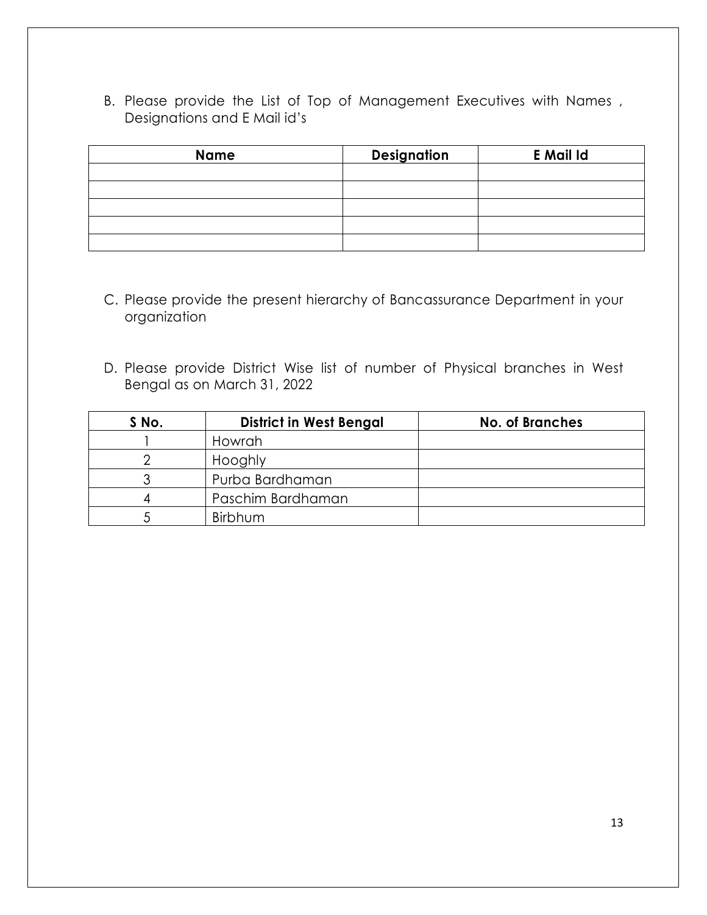B. Please provide the List of Top of Management Executives with Names , Designations and E Mail id's

| Name | Designation | E Mail Id |
|---|---|---|
| | | |
| | | |
| | | |
| | | |
| | | |

C. Please provide the present hierarchy of Bancassurance Department in your organization

D. Please provide District Wise list of number of Physical branches in West Bengal as on March 31, 2022

| S No. | District in West Bengal | No. of Branches |
|---|---|---|
| 1 | Howrah | |
| 2 | Hooghly | |
| 3 | Purba Bardhaman | |
| 4 | Paschim Bardhaman | |
| 5 | Birbhum | |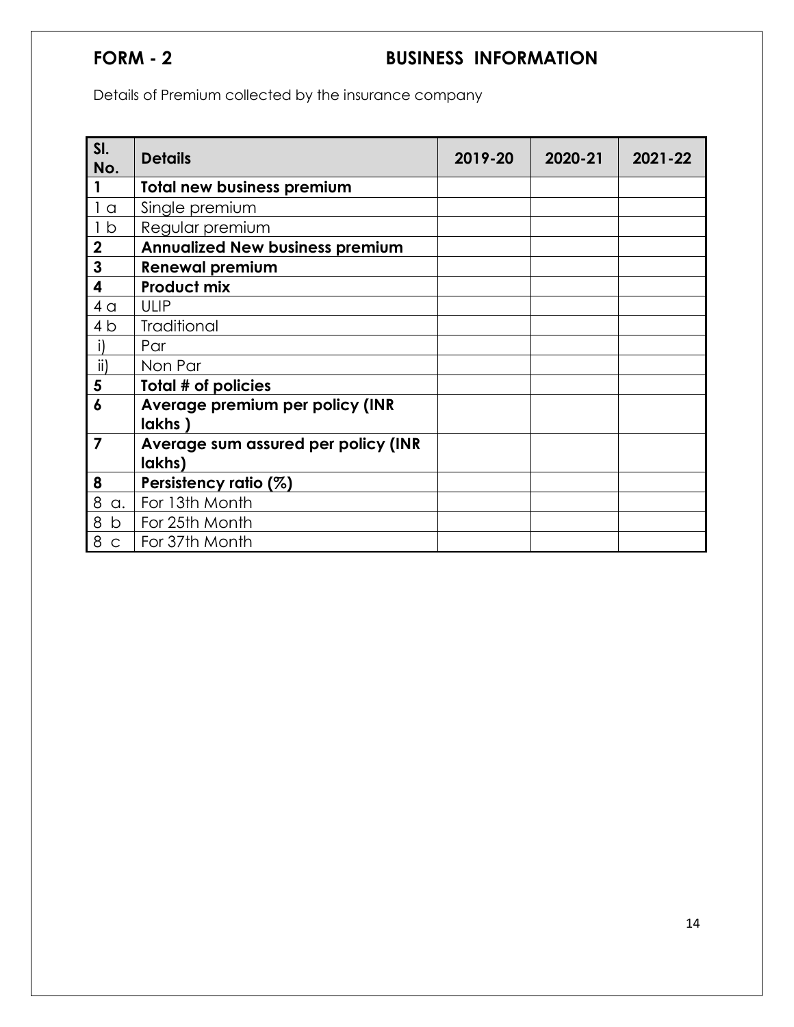## FORM - 2 BUSINESS INFORMATION

Details of Premium collected by the insurance company

| Sl. No. | Details | 2019-20 | 2020-21 | 2021-22 |
|---|---|---|---|---|
| **1** | **Total new business premium** | | | |
| 1 a | Single premium | | | |
| 1 b | Regular premium | | | |
| **2** | **Annualized New business premium** | | | |
| **3** | **Renewal premium** | | | |
| **4** | **Product mix** | | | |
| 4 a | ULIP | | | |
| 4 b | Traditional | | | |
| i) | Par | | | |
| ii) | Non Par | | | |
| **5** | **Total # of policies** | | | |
| **6** | **Average premium per policy (INR lakhs )** | | | |
| **7** | **Average sum assured per policy (INR lakhs)** | | | |
| **8** | **Persistency ratio (%)** | | | |
| 8 a. | For 13th Month | | | |
| 8 b | For 25th Month | | | |
| 8 c | For 37th Month | | | |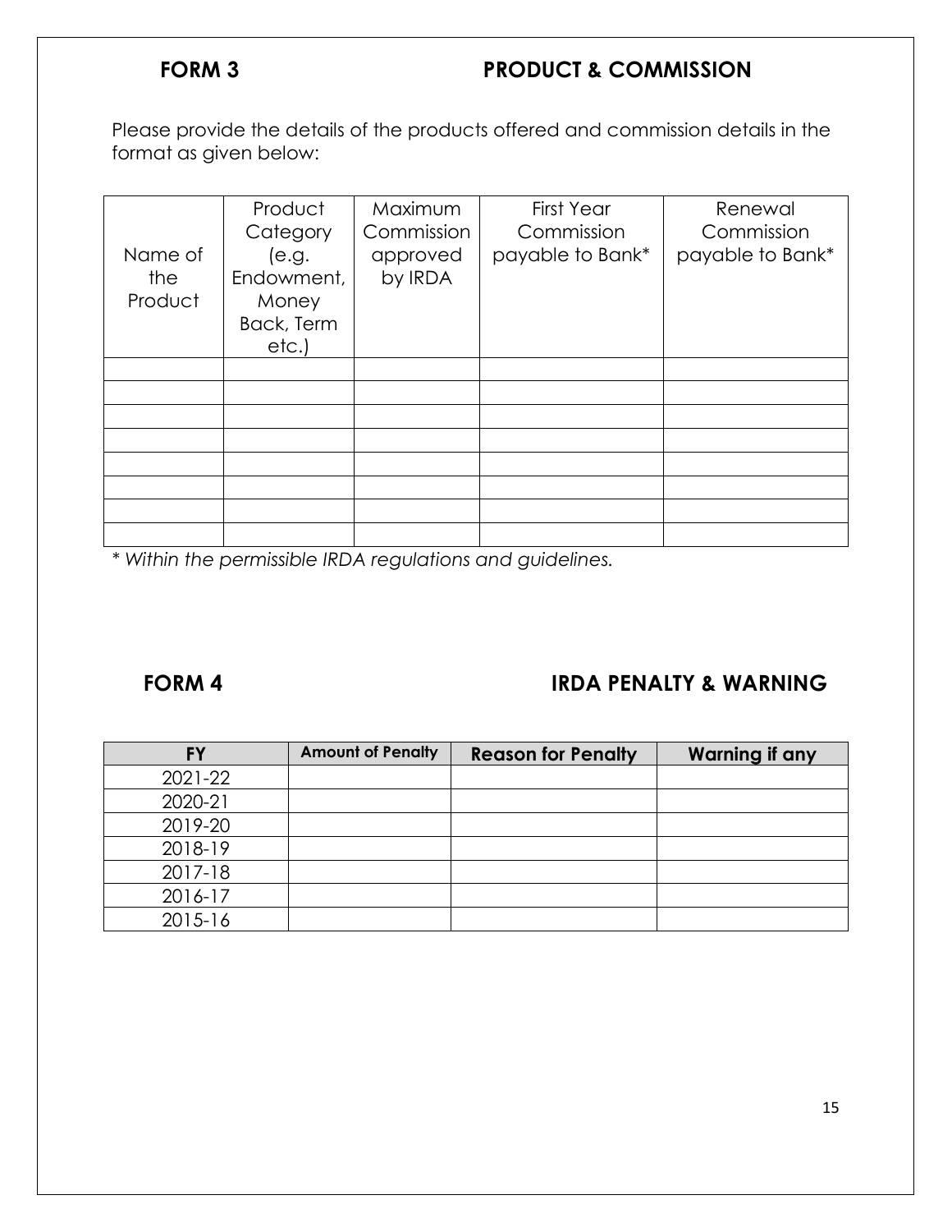## FORM 3 PRODUCT & COMMISSION

Please provide the details of the products offered and commission details in the format as given below:

| Name of the Product | Product Category (e.g. Endowment, Money Back, Term etc.) | Maximum Commission approved by IRDA | First Year Commission payable to Bank* | Renewal Commission payable to Bank* |
|---|---|---|---|---|
| | | | | |
| | | | | |
| | | | | |
| | | | | |
| | | | | |
| | | | | |
| | | | | |
| | | | | |

*\* Within the permissible IRDA regulations and guidelines.*

## FORM 4 IRDA PENALTY & WARNING

| FY | Amount of Penalty | Reason for Penalty | Warning if any |
|---|---|---|---|
| 2021-22 | | | |
| 2020-21 | | | |
| 2019-20 | | | |
| 2018-19 | | | |
| 2017-18 | | | |
| 2016-17 | | | |
| 2015-16 | | | |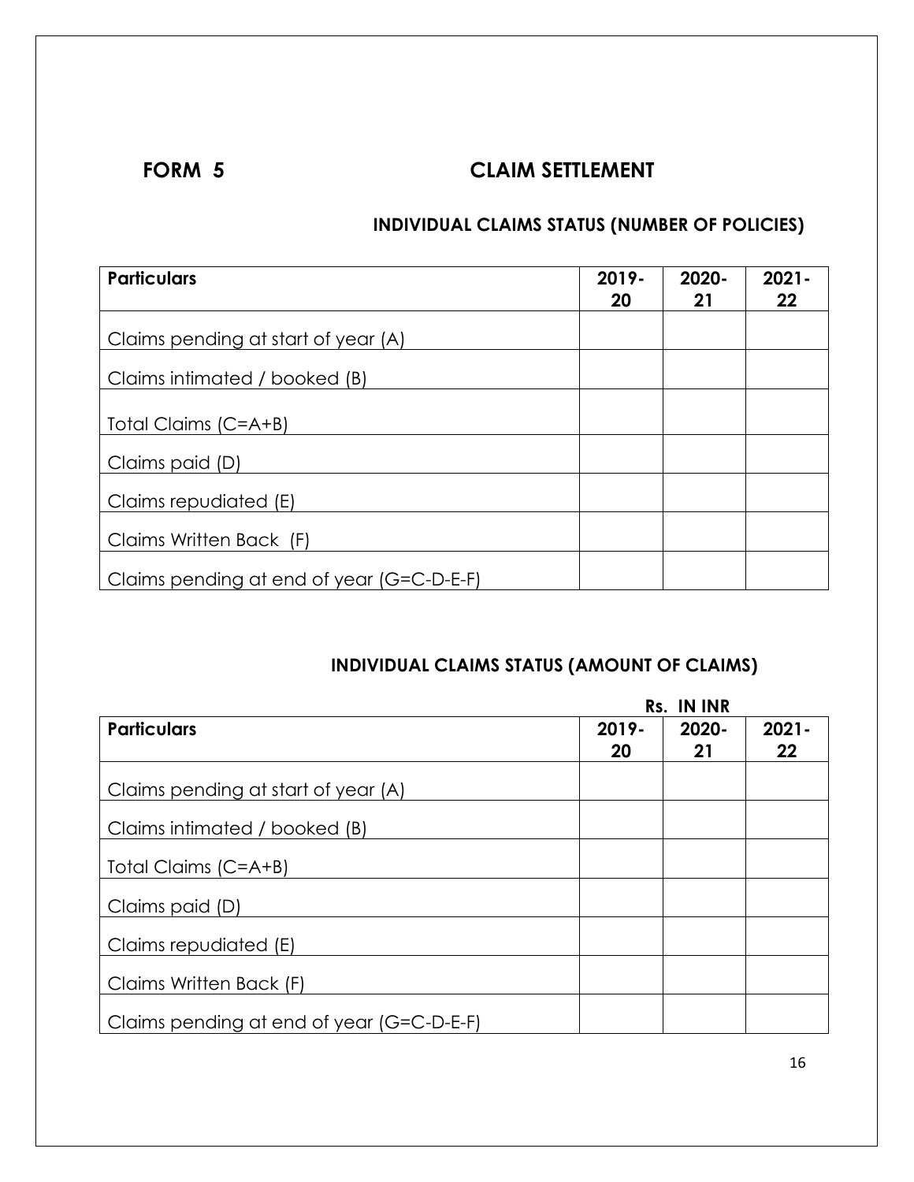# FORM 5 CLAIM SETTLEMENT

## INDIVIDUAL CLAIMS STATUS (NUMBER OF POLICIES)

| Particulars | 2019-20 | 2020-21 | 2021-22 |
|---|---|---|---|
| Claims pending at start of year (A) | | | |
| Claims intimated / booked (B) | | | |
| Total Claims (C=A+B) | | | |
| Claims paid (D) | | | |
| Claims repudiated (E) | | | |
| Claims Written Back (F) | | | |
| Claims pending at end of year (G=C-D-E-F) | | | |

## INDIVIDUAL CLAIMS STATUS (AMOUNT OF CLAIMS)

**Rs. IN INR**

| Particulars | 2019-20 | 2020-21 | 2021-22 |
|---|---|---|---|
| Claims pending at start of year (A) | | | |
| Claims intimated / booked (B) | | | |
| Total Claims (C=A+B) | | | |
| Claims paid (D) | | | |
| Claims repudiated (E) | | | |
| Claims Written Back (F) | | | |
| Claims pending at end of year (G=C-D-E-F) | | | |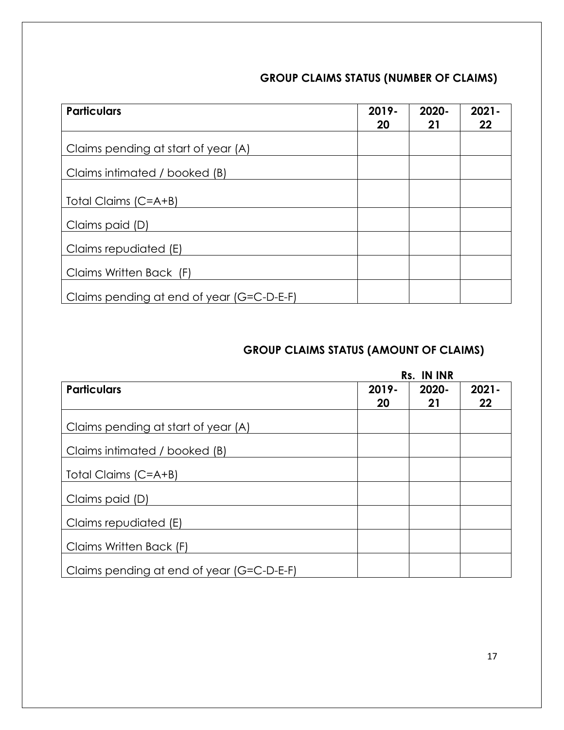## GROUP CLAIMS STATUS (NUMBER OF CLAIMS)

| Particulars | 2019-20 | 2020-21 | 2021-22 |
|---|---|---|---|
| Claims pending at start of year (A) | | | |
| Claims intimated / booked (B) | | | |
| Total Claims (C=A+B) | | | |
| Claims paid (D) | | | |
| Claims repudiated (E) | | | |
| Claims Written Back (F) | | | |
| Claims pending at end of year (G=C-D-E-F) | | | |

## GROUP CLAIMS STATUS (AMOUNT OF CLAIMS)

Rs. IN INR

| Particulars | 2019-20 | 2020-21 | 2021-22 |
|---|---|---|---|
| Claims pending at start of year (A) | | | |
| Claims intimated / booked (B) | | | |
| Total Claims (C=A+B) | | | |
| Claims paid (D) | | | |
| Claims repudiated (E) | | | |
| Claims Written Back (F) | | | |
| Claims pending at end of year (G=C-D-E-F) | | | |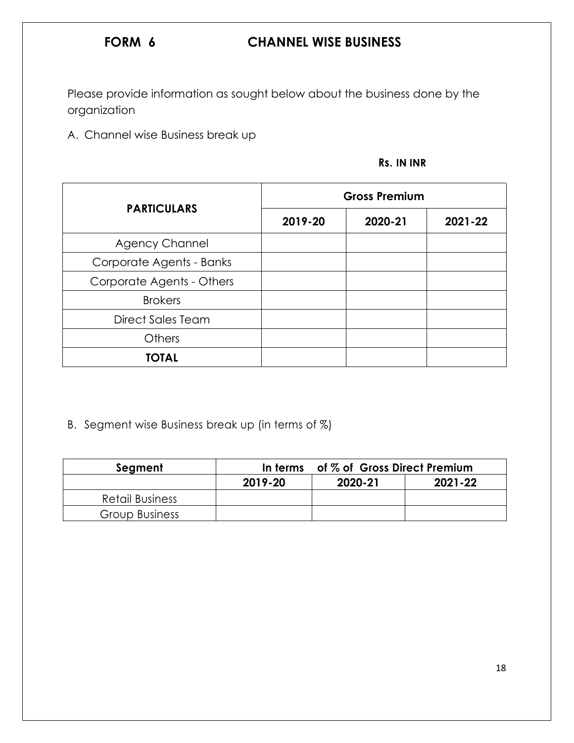# FORM 6 CHANNEL WISE BUSINESS

Please provide information as sought below about the business done by the organization

A. Channel wise Business break up

**Rs. IN INR**

| PARTICULARS | Gross Premium | | |
|---|---|---|---|
| | 2019-20 | 2020-21 | 2021-22 |
| Agency Channel | | | |
| Corporate Agents - Banks | | | |
| Corporate Agents - Others | | | |
| Brokers | | | |
| Direct Sales Team | | | |
| Others | | | |
| **TOTAL** | | | |

B. Segment wise Business break up (in terms of %)

| Segment | In terms of % of Gross Direct Premium | | |
|---|---|---|---|
| | 2019-20 | 2020-21 | 2021-22 |
| Retail Business | | | |
| Group Business | | | |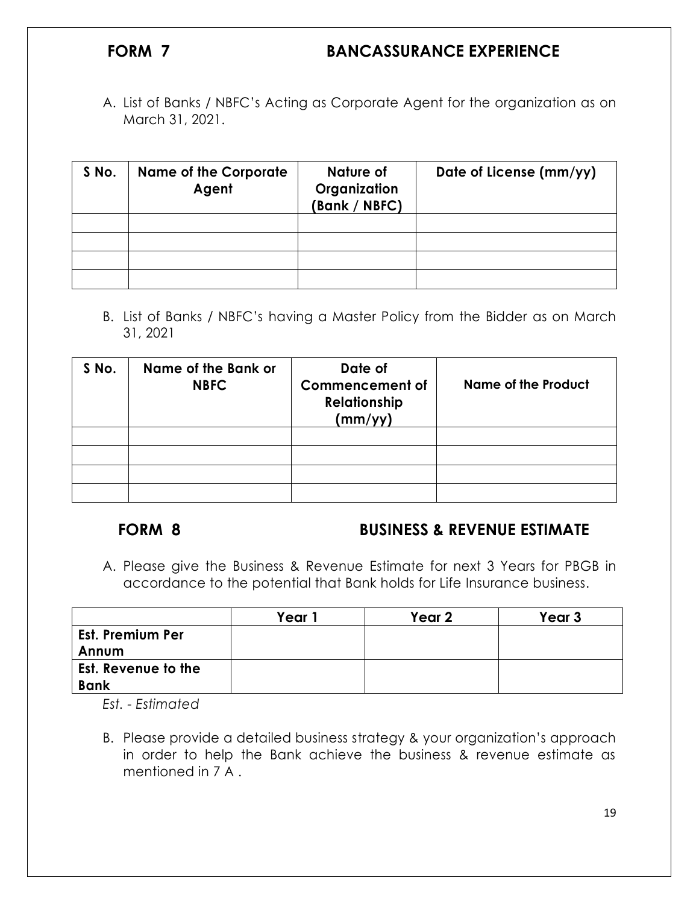## FORM 7 BANCASSURANCE EXPERIENCE

A. List of Banks / NBFC's Acting as Corporate Agent for the organization as on March 31, 2021.

| S No. | Name of the Corporate Agent | Nature of Organization (Bank / NBFC) | Date of License (mm/yy) |
|---|---|---|---|
| | | | |
| | | | |
| | | | |
| | | | |

B. List of Banks / NBFC's having a Master Policy from the Bidder as on March 31, 2021

| S No. | Name of the Bank or NBFC | Date of Commencement of Relationship (mm/yy) | Name of the Product |
|---|---|---|---|
| | | | |
| | | | |
| | | | |
| | | | |

## FORM 8 BUSINESS & REVENUE ESTIMATE

A. Please give the Business & Revenue Estimate for next 3 Years for PBGB in accordance to the potential that Bank holds for Life Insurance business.

| | Year 1 | Year 2 | Year 3 |
|---|---|---|---|
| **Est. Premium Per Annum** | | | |
| **Est. Revenue to the Bank** | | | |

*Est. - Estimated*

B. Please provide a detailed business strategy & your organization's approach in order to help the Bank achieve the business & revenue estimate as mentioned in 7 A .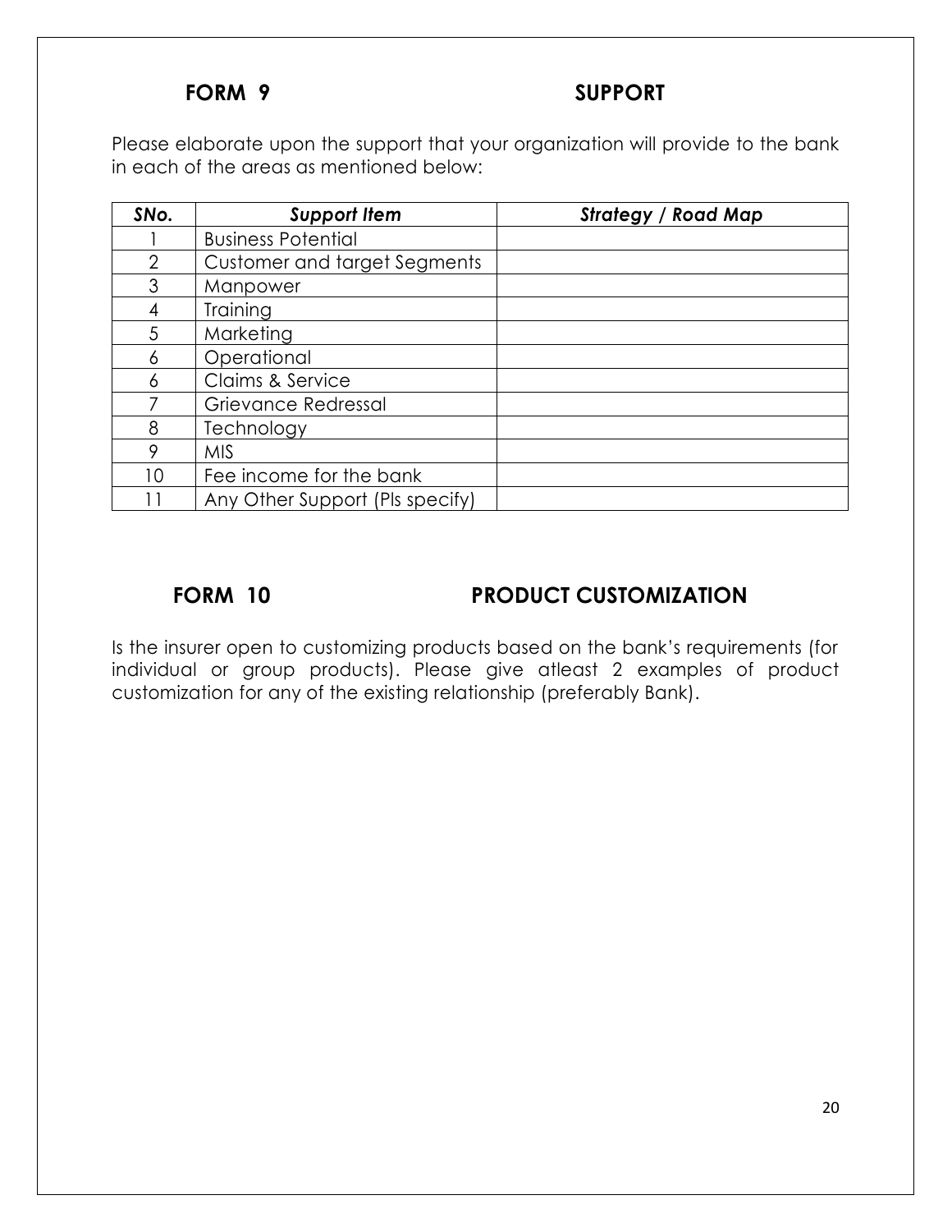## FORM 9 SUPPORT

Please elaborate upon the support that your organization will provide to the bank in each of the areas as mentioned below:

| *SNo.* | *Support Item* | *Strategy / Road Map* |
|---|---|---|
| 1 | Business Potential | |
| 2 | Customer and target Segments | |
| 3 | Manpower | |
| 4 | Training | |
| 5 | Marketing | |
| 6 | Operational | |
| 6 | Claims & Service | |
| 7 | Grievance Redressal | |
| 8 | Technology | |
| 9 | MIS | |
| 10 | Fee income for the bank | |
| 11 | Any Other Support (Pls specify) | |

## FORM 10 PRODUCT CUSTOMIZATION

Is the insurer open to customizing products based on the bank's requirements (for individual or group products). Please give atleast 2 examples of product customization for any of the existing relationship (preferably Bank).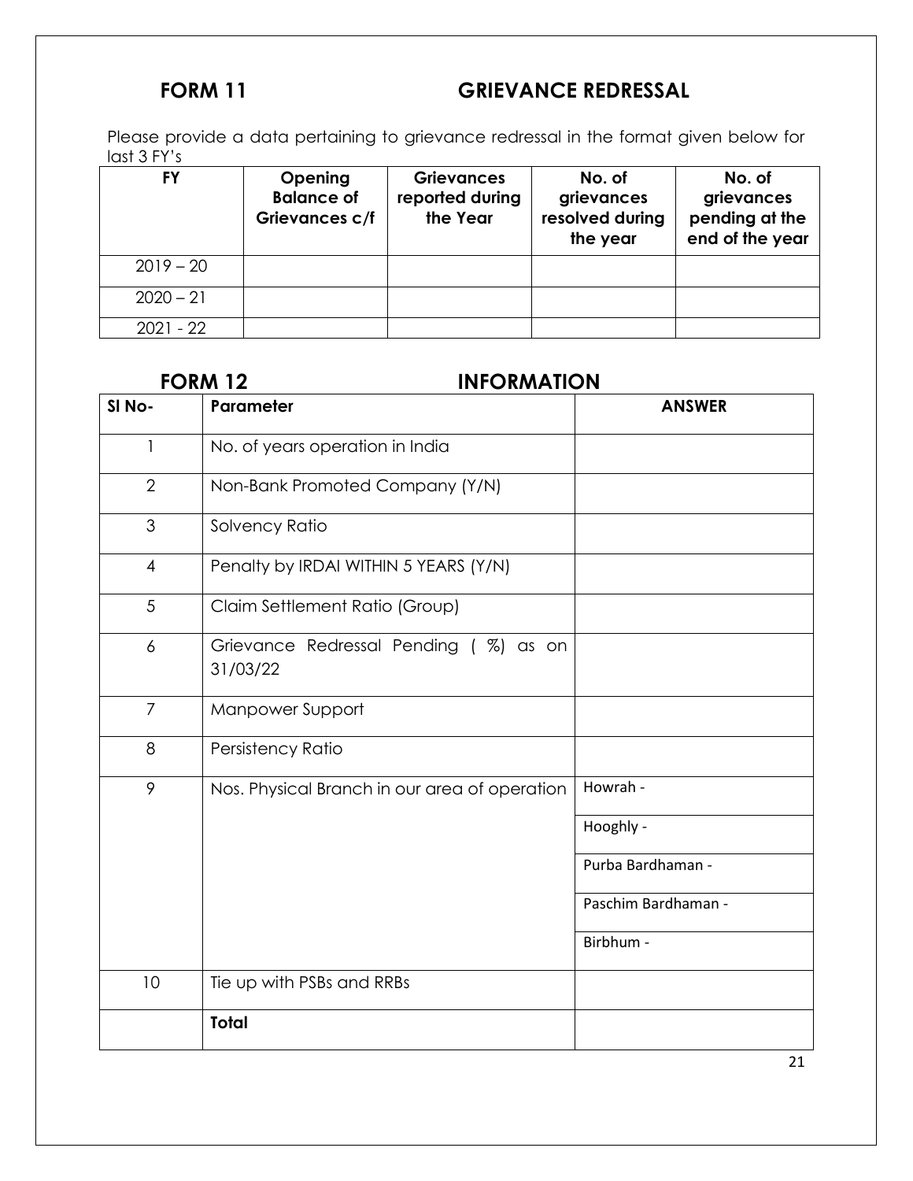## FORM 11 GRIEVANCE REDRESSAL

Please provide a data pertaining to grievance redressal in the format given below for last 3 FY's

| FY | Opening Balance of Grievances c/f | Grievances reported during the Year | No. of grievances resolved during the year | No. of grievances pending at the end of the year |
|---|---|---|---|---|
| 2019 – 20 | | | | |
| 2020 – 21 | | | | |
| 2021 - 22 | | | | |

## FORM 12 INFORMATION

| Sl No- | Parameter | ANSWER |
|---|---|---|
| 1 | No. of years operation in India | |
| 2 | Non-Bank Promoted Company (Y/N) | |
| 3 | Solvency Ratio | |
| 4 | Penalty by IRDAI WITHIN 5 YEARS (Y/N) | |
| 5 | Claim Settlement Ratio (Group) | |
| 6 | Grievance Redressal Pending ( %) as on 31/03/22 | |
| 7 | Manpower Support | |
| 8 | Persistency Ratio | |
| 9 | Nos. Physical Branch in our area of operation | Howrah - |
| | | Hooghly - |
| | | Purba Bardhaman - |
| | | Paschim Bardhaman - |
| | | Birbhum - |
| 10 | Tie up with PSBs and RRBs | |
| | **Total** | |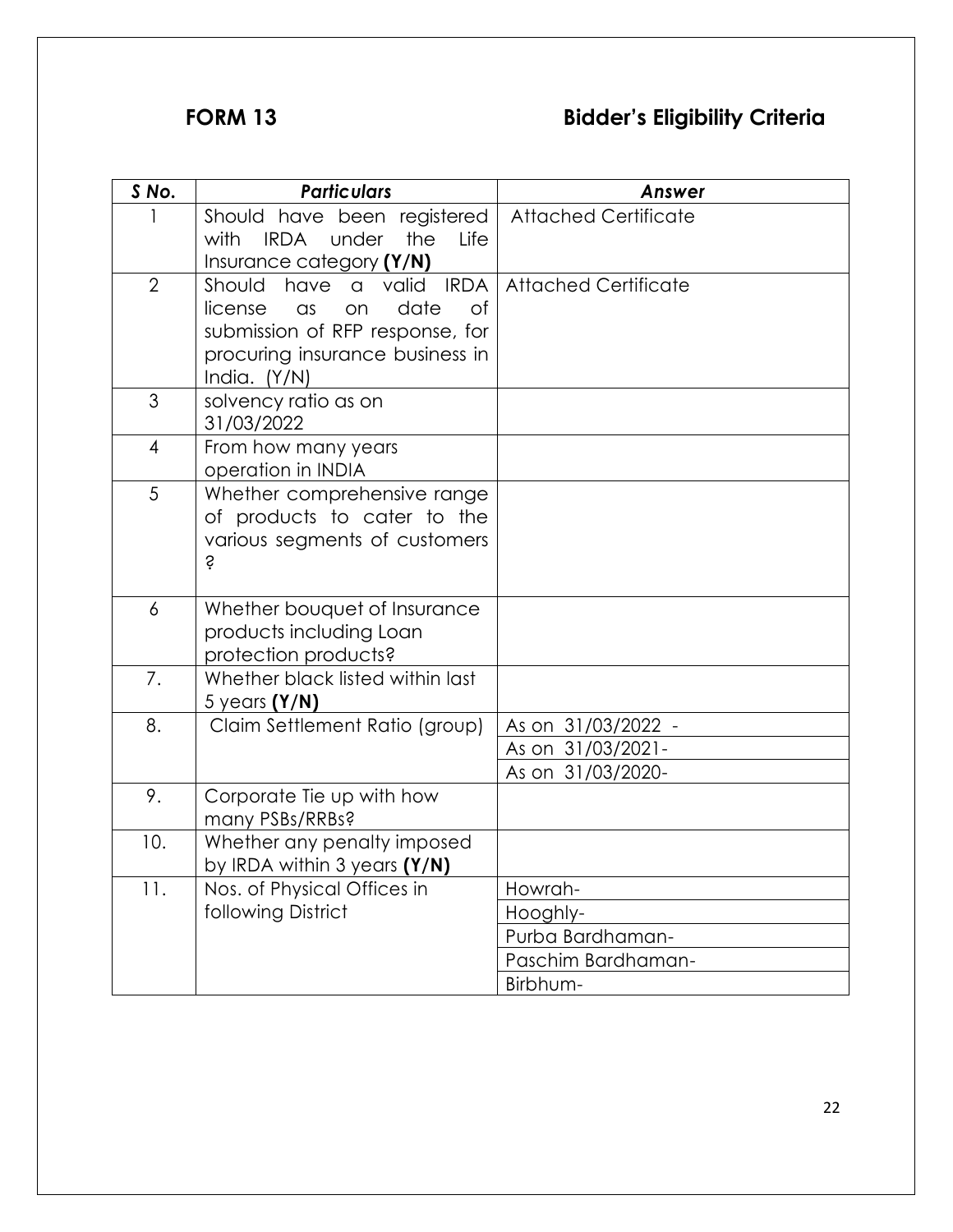**FORM 13** **Bidder's Eligibility Criteria**

| S No. | Particulars | Answer |
|---|---|---|
| 1 | Should have been registered with IRDA under the Life Insurance category **(Y/N)** | Attached Certificate |
| 2 | Should have a valid IRDA license as on date of submission of RFP response, for procuring insurance business in India. (Y/N) | Attached Certificate |
| 3 | solvency ratio as on 31/03/2022 | |
| 4 | From how many years operation in INDIA | |
| 5 | Whether comprehensive range of products to cater to the various segments of customers ? | |
| 6 | Whether bouquet of Insurance products including Loan protection products? | |
| 7. | Whether black listed within last 5 years **(Y/N)** | |
| 8. | Claim Settlement Ratio (group) | As on 31/03/2022 - |
| | | As on 31/03/2021- |
| | | As on 31/03/2020- |
| 9. | Corporate Tie up with how many PSBs/RRBs? | |
| 10. | Whether any penalty imposed by IRDA within 3 years **(Y/N)** | |
| 11. | Nos. of Physical Offices in following District | Howrah- |
| | | Hooghly- |
| | | Purba Bardhaman- |
| | | Paschim Bardhaman- |
| | | Birbhum- |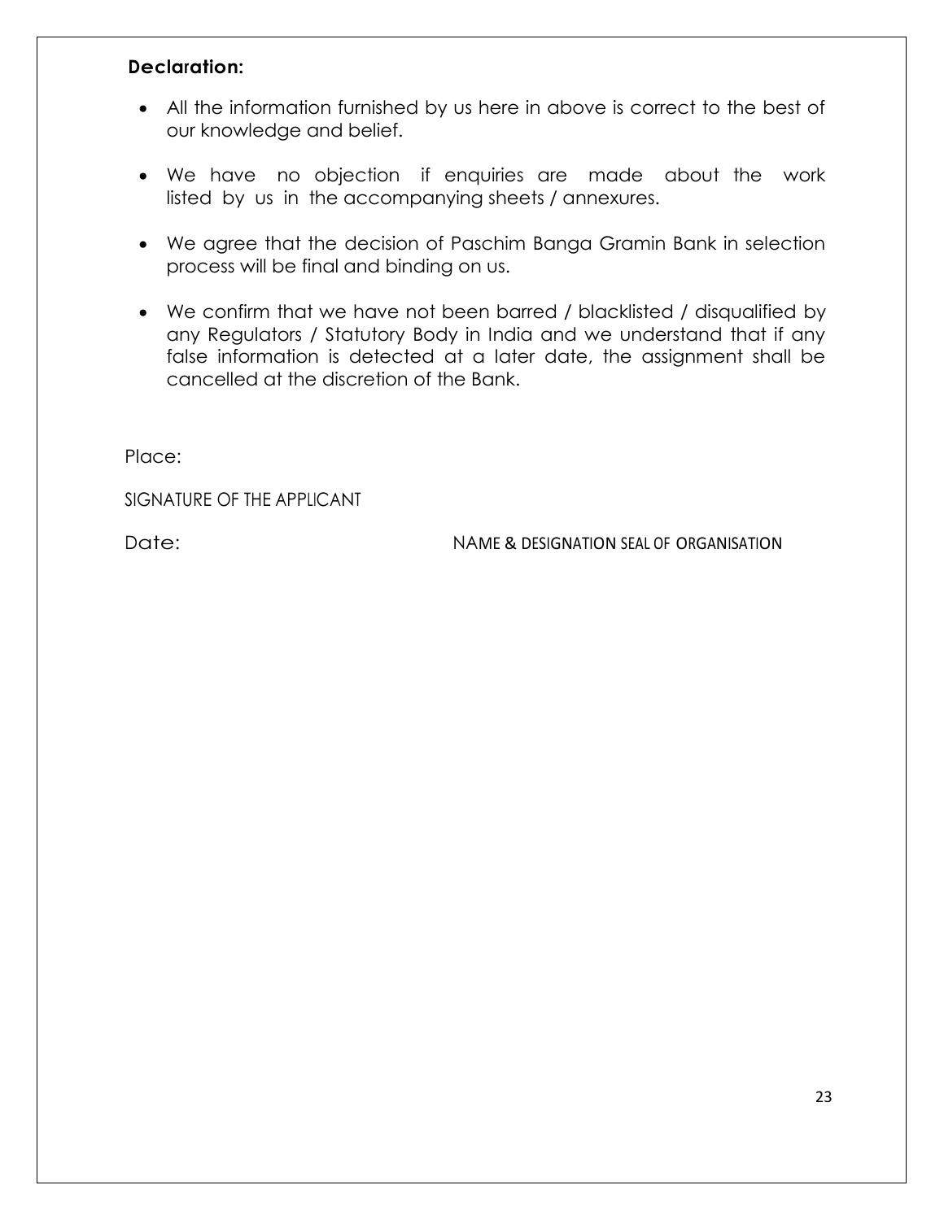**Declaration:**

- All the information furnished by us here in above is correct to the best of our knowledge and belief.
- We have no objection if enquiries are made about the work listed by us in the accompanying sheets / annexures.
- We agree that the decision of Paschim Banga Gramin Bank in selection process will be final and binding on us.
- We confirm that we have not been barred / blacklisted / disqualified by any Regulators / Statutory Body in India and we understand that if any false information is detected at a later date, the assignment shall be cancelled at the discretion of the Bank.

Place:

SIGNATURE OF THE APPLICANT

Date: NAME & DESIGNATION SEAL OF ORGANISATION